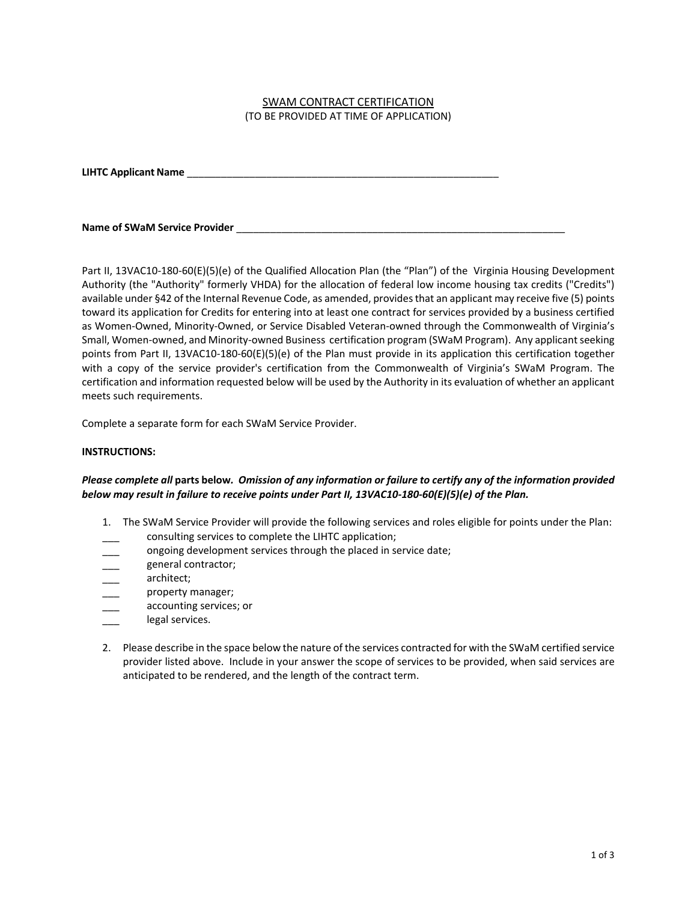# SWAM CONTRACT CERTIFICATION

(TO BE PROVIDED AT TIME OF APPLICATION)

**LIHTC Applicant Name** ______________________________________________________

**Name of SWaM Service Provider** ___________________________________________________________

Part II, 13VAC10-180-60(E)(5)(e) of the Qualified Allocation Plan (the "Plan") of the Virginia Housing Development Authority (the "Authority" formerly VHDA) for the allocation of federal low income housing tax credits ("Credits") available under §42 of the Internal Revenue Code, as amended, provides that an applicant may receive five (5) points toward its application for Credits for entering into at least one contract for services provided by a business certified as Women-Owned, Minority-Owned, or Service Disabled Veteran-owned through the Commonwealth of Virginia's Small, Women-owned, and Minority-owned Business certification program (SWaM Program). Any applicant seeking points from Part II, 13VAC10-180-60(E)(5)(e) of the Plan must provide in its application this certification together with a copy of the service provider's certification from the Commonwealth of Virginia's SWaM Program. The certification and information requested below will be used by the Authority in its evaluation of whether an applicant meets such requirements.

Complete a separate form for each SWaM Service Provider.

**INSTRUCTIONS:**

***Please complete all* parts below*. Omission of any information or failure to certify any of the information provided below may result in failure to receive points under Part II, 13VAC10-180-60(E)(5)(e) of the Plan.***

1. The SWaM Service Provider will provide the following services and roles eligible for points under the Plan:

___ consulting services to complete the LIHTC application;
___ ongoing development services through the placed in service date;
___ general contractor;
___ architect;
___ property manager;
___ accounting services; or
___ legal services.

2. Please describe in the space below the nature of the services contracted for with the SWaM certified service provider listed above. Include in your answer the scope of services to be provided, when said services are anticipated to be rendered, and the length of the contract term.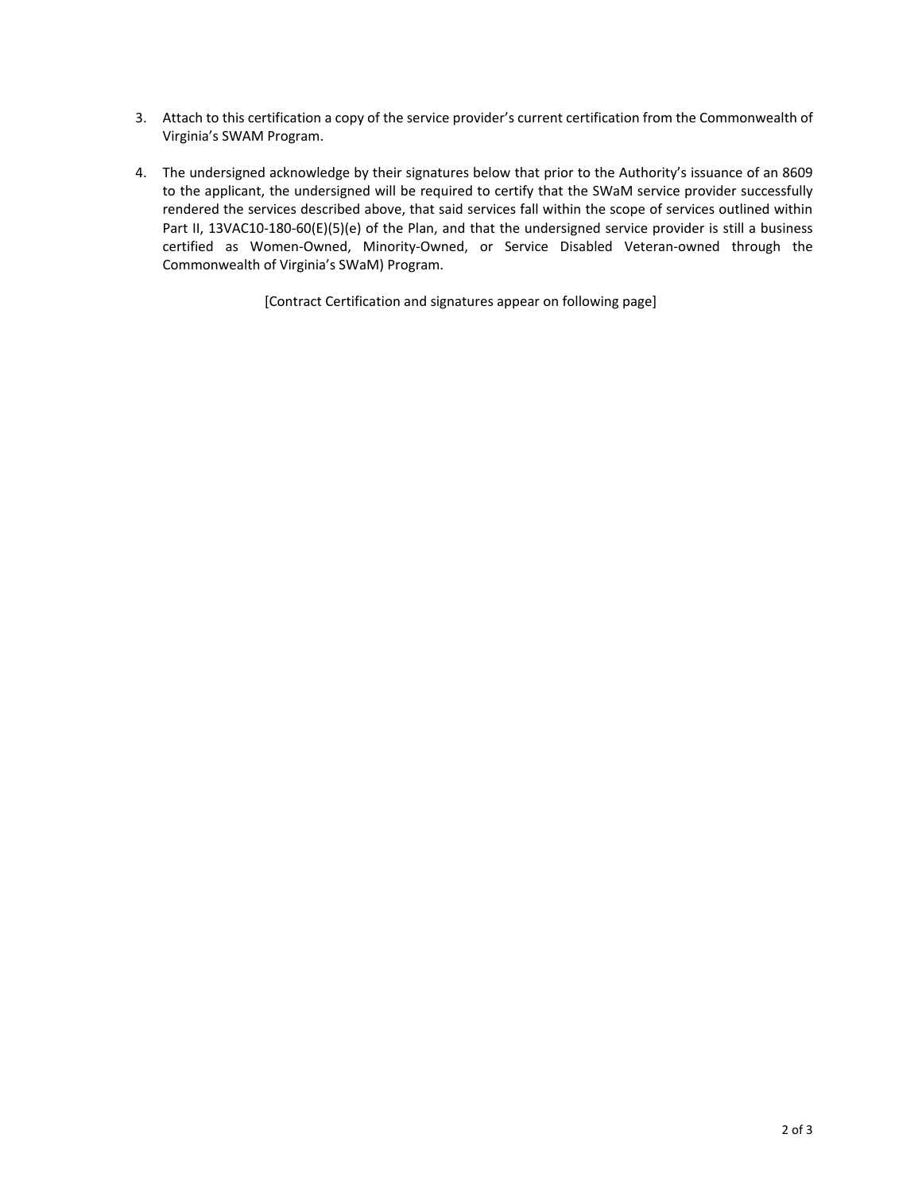3. Attach to this certification a copy of the service provider's current certification from the Commonwealth of Virginia's SWAM Program.

4. The undersigned acknowledge by their signatures below that prior to the Authority's issuance of an 8609 to the applicant, the undersigned will be required to certify that the SWaM service provider successfully rendered the services described above, that said services fall within the scope of services outlined within Part II, 13VAC10-180-60(E)(5)(e) of the Plan, and that the undersigned service provider is still a business certified as Women-Owned, Minority-Owned, or Service Disabled Veteran-owned through the Commonwealth of Virginia's SWaM) Program.

[Contract Certification and signatures appear on following page]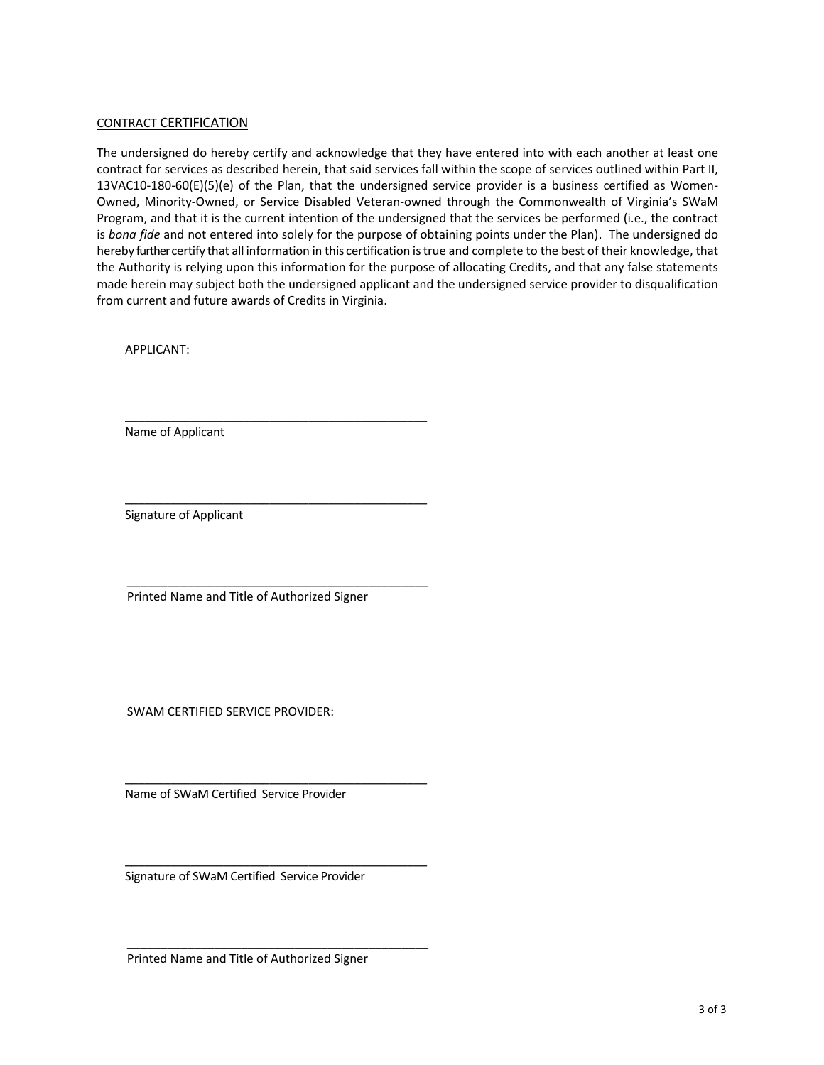CONTRACT CERTIFICATION

The undersigned do hereby certify and acknowledge that they have entered into with each another at least one contract for services as described herein, that said services fall within the scope of services outlined within Part II, 13VAC10-180-60(E)(5)(e) of the Plan, that the undersigned service provider is a business certified as Women-Owned, Minority-Owned, or Service Disabled Veteran-owned through the Commonwealth of Virginia's SWaM Program, and that it is the current intention of the undersigned that the services be performed (i.e., the contract is *bona fide* and not entered into solely for the purpose of obtaining points under the Plan). The undersigned do hereby further certify that all information in this certification is true and complete to the best of their knowledge, that the Authority is relying upon this information for the purpose of allocating Credits, and that any false statements made herein may subject both the undersigned applicant and the undersigned service provider to disqualification from current and future awards of Credits in Virginia.

APPLICANT:

_______________________________________________
Name of Applicant

_______________________________________________
Signature of Applicant

_______________________________________________
Printed Name and Title of Authorized Signer

SWAM CERTIFIED SERVICE PROVIDER:

_______________________________________________
Name of SWaM Certified Service Provider

_______________________________________________
Signature of SWaM Certified Service Provider

_______________________________________________
Printed Name and Title of Authorized Signer